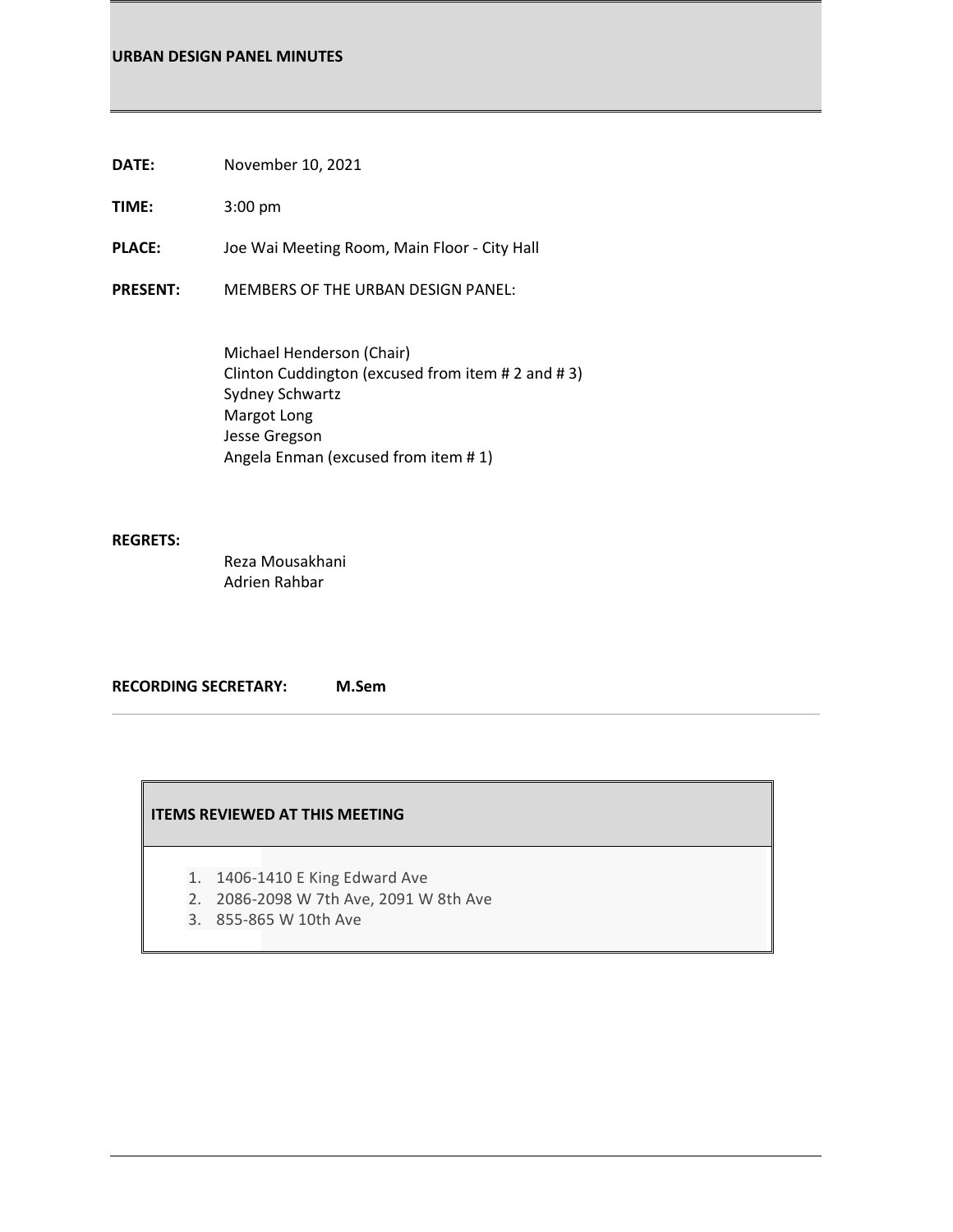# URBAN DESIGN PANEL MINUTES

**DATE:** November 10, 2021

**TIME:** 3:00 pm

**PLACE:** Joe Wai Meeting Room, Main Floor - City Hall

**PRESENT:** MEMBERS OF THE URBAN DESIGN PANEL:

Michael Henderson (Chair)
Clinton Cuddington (excused from item # 2 and # 3)
Sydney Schwartz
Margot Long
Jesse Gregson
Angela Enman (excused from item # 1)

**REGRETS:**

Reza Mousakhani
Adrien Rahbar

**RECORDING SECRETARY:** **M.Sem**

---

**ITEMS REVIEWED AT THIS MEETING**

1. 1406-1410 E King Edward Ave
2. 2086-2098 W 7th Ave, 2091 W 8th Ave
3. 855-865 W 10th Ave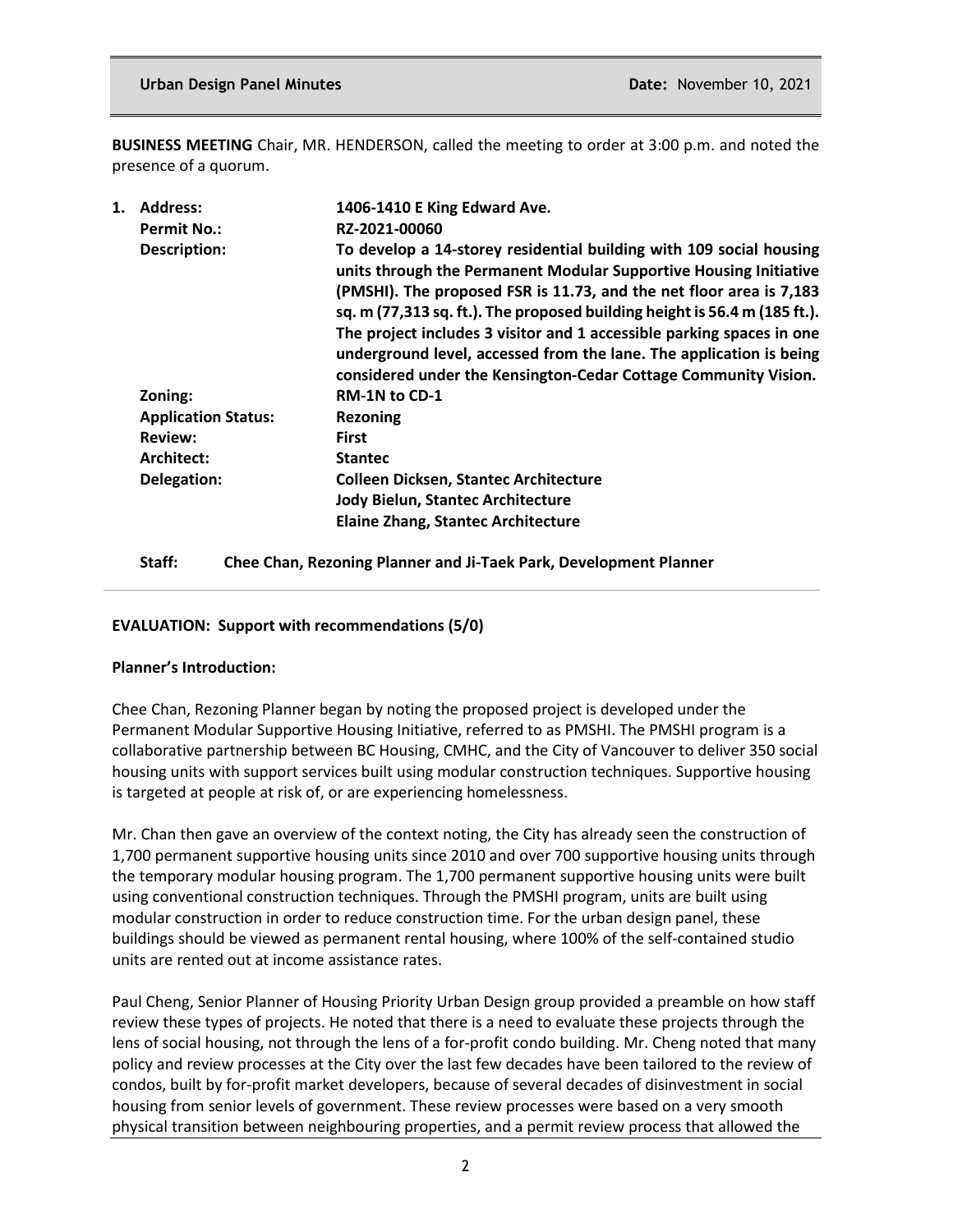**BUSINESS MEETING** Chair, MR. HENDERSON, called the meeting to order at 3:00 p.m. and noted the presence of a quorum.

1. **Address:** **1406-1410 E King Edward Ave.**
   **Permit No.:** **RZ-2021-00060**
   **Description:** **To develop a 14-storey residential building with 109 social housing units through the Permanent Modular Supportive Housing Initiative (PMSHI). The proposed FSR is 11.73, and the net floor area is 7,183 sq. m (77,313 sq. ft.). The proposed building height is 56.4 m (185 ft.). The project includes 3 visitor and 1 accessible parking spaces in one underground level, accessed from the lane. The application is being considered under the Kensington-Cedar Cottage Community Vision.**
   **Zoning:** **RM-1N to CD-1**
   **Application Status:** **Rezoning**
   **Review:** **First**
   **Architect:** **Stantec**
   **Delegation:** **Colleen Dicksen, Stantec Architecture**
   **Jody Bielun, Stantec Architecture**
   **Elaine Zhang, Stantec Architecture**

   **Staff:** **Chee Chan, Rezoning Planner and Ji-Taek Park, Development Planner**

**EVALUATION: Support with recommendations (5/0)**

**Planner's Introduction:**

Chee Chan, Rezoning Planner began by noting the proposed project is developed under the Permanent Modular Supportive Housing Initiative, referred to as PMSHI. The PMSHI program is a collaborative partnership between BC Housing, CMHC, and the City of Vancouver to deliver 350 social housing units with support services built using modular construction techniques. Supportive housing is targeted at people at risk of, or are experiencing homelessness.

Mr. Chan then gave an overview of the context noting, the City has already seen the construction of 1,700 permanent supportive housing units since 2010 and over 700 supportive housing units through the temporary modular housing program. The 1,700 permanent supportive housing units were built using conventional construction techniques. Through the PMSHI program, units are built using modular construction in order to reduce construction time. For the urban design panel, these buildings should be viewed as permanent rental housing, where 100% of the self-contained studio units are rented out at income assistance rates.

Paul Cheng, Senior Planner of Housing Priority Urban Design group provided a preamble on how staff review these types of projects. He noted that there is a need to evaluate these projects through the lens of social housing, not through the lens of a for-profit condo building. Mr. Cheng noted that many policy and review processes at the City over the last few decades have been tailored to the review of condos, built by for-profit market developers, because of several decades of disinvestment in social housing from senior levels of government. These review processes were based on a very smooth physical transition between neighbouring properties, and a permit review process that allowed the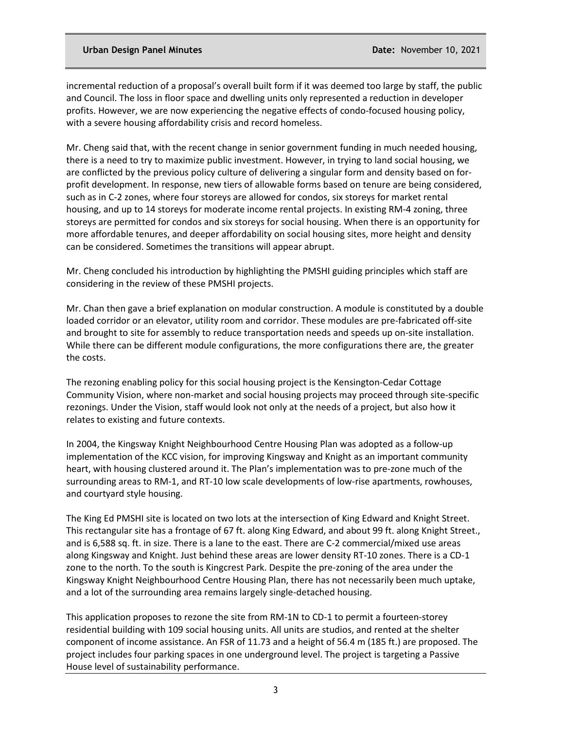incremental reduction of a proposal's overall built form if it was deemed too large by staff, the public and Council. The loss in floor space and dwelling units only represented a reduction in developer profits. However, we are now experiencing the negative effects of condo-focused housing policy, with a severe housing affordability crisis and record homeless.

Mr. Cheng said that, with the recent change in senior government funding in much needed housing, there is a need to try to maximize public investment. However, in trying to land social housing, we are conflicted by the previous policy culture of delivering a singular form and density based on for-profit development. In response, new tiers of allowable forms based on tenure are being considered, such as in C-2 zones, where four storeys are allowed for condos, six storeys for market rental housing, and up to 14 storeys for moderate income rental projects. In existing RM-4 zoning, three storeys are permitted for condos and six storeys for social housing. When there is an opportunity for more affordable tenures, and deeper affordability on social housing sites, more height and density can be considered. Sometimes the transitions will appear abrupt.

Mr. Cheng concluded his introduction by highlighting the PMSHI guiding principles which staff are considering in the review of these PMSHI projects.

Mr. Chan then gave a brief explanation on modular construction. A module is constituted by a double loaded corridor or an elevator, utility room and corridor. These modules are pre-fabricated off-site and brought to site for assembly to reduce transportation needs and speeds up on-site installation. While there can be different module configurations, the more configurations there are, the greater the costs.

The rezoning enabling policy for this social housing project is the Kensington-Cedar Cottage Community Vision, where non-market and social housing projects may proceed through site-specific rezonings. Under the Vision, staff would look not only at the needs of a project, but also how it relates to existing and future contexts.

In 2004, the Kingsway Knight Neighbourhood Centre Housing Plan was adopted as a follow-up implementation of the KCC vision, for improving Kingsway and Knight as an important community heart, with housing clustered around it. The Plan's implementation was to pre-zone much of the surrounding areas to RM-1, and RT-10 low scale developments of low-rise apartments, rowhouses, and courtyard style housing.

The King Ed PMSHI site is located on two lots at the intersection of King Edward and Knight Street. This rectangular site has a frontage of 67 ft. along King Edward, and about 99 ft. along Knight Street., and is 6,588 sq. ft. in size. There is a lane to the east. There are C-2 commercial/mixed use areas along Kingsway and Knight. Just behind these areas are lower density RT-10 zones. There is a CD-1 zone to the north. To the south is Kingcrest Park. Despite the pre-zoning of the area under the Kingsway Knight Neighbourhood Centre Housing Plan, there has not necessarily been much uptake, and a lot of the surrounding area remains largely single-detached housing.

This application proposes to rezone the site from RM-1N to CD-1 to permit a fourteen-storey residential building with 109 social housing units. All units are studios, and rented at the shelter component of income assistance. An FSR of 11.73 and a height of 56.4 m (185 ft.) are proposed. The project includes four parking spaces in one underground level. The project is targeting a Passive House level of sustainability performance.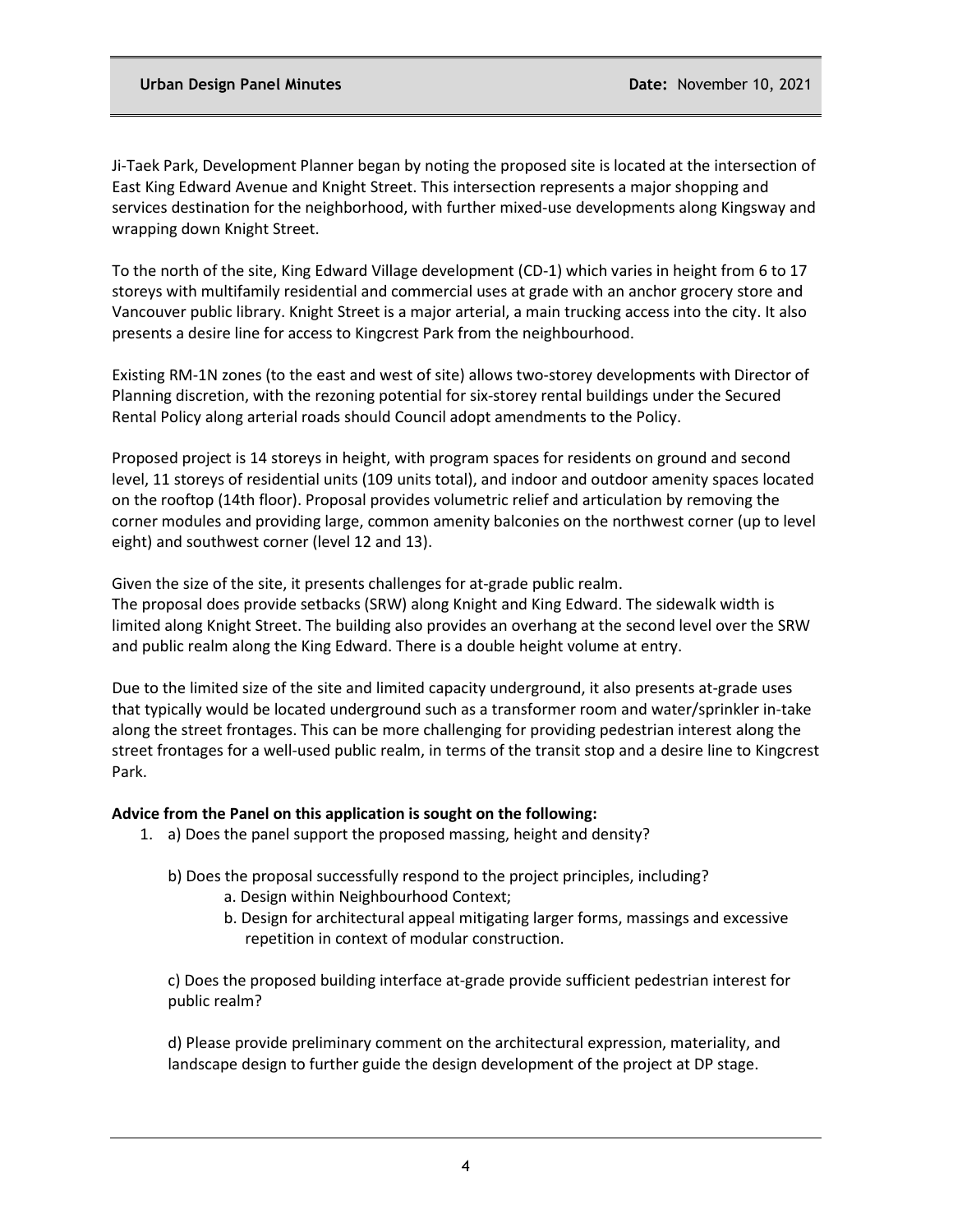Ji-Taek Park, Development Planner began by noting the proposed site is located at the intersection of East King Edward Avenue and Knight Street. This intersection represents a major shopping and services destination for the neighborhood, with further mixed-use developments along Kingsway and wrapping down Knight Street.

To the north of the site, King Edward Village development (CD-1) which varies in height from 6 to 17 storeys with multifamily residential and commercial uses at grade with an anchor grocery store and Vancouver public library. Knight Street is a major arterial, a main trucking access into the city. It also presents a desire line for access to Kingcrest Park from the neighbourhood.

Existing RM-1N zones (to the east and west of site) allows two-storey developments with Director of Planning discretion, with the rezoning potential for six-storey rental buildings under the Secured Rental Policy along arterial roads should Council adopt amendments to the Policy.

Proposed project is 14 storeys in height, with program spaces for residents on ground and second level, 11 storeys of residential units (109 units total), and indoor and outdoor amenity spaces located on the rooftop (14th floor). Proposal provides volumetric relief and articulation by removing the corner modules and providing large, common amenity balconies on the northwest corner (up to level eight) and southwest corner (level 12 and 13).

Given the size of the site, it presents challenges for at-grade public realm.
The proposal does provide setbacks (SRW) along Knight and King Edward. The sidewalk width is limited along Knight Street. The building also provides an overhang at the second level over the SRW and public realm along the King Edward. There is a double height volume at entry.

Due to the limited size of the site and limited capacity underground, it also presents at-grade uses that typically would be located underground such as a transformer room and water/sprinkler in-take along the street frontages. This can be more challenging for providing pedestrian interest along the street frontages for a well-used public realm, in terms of the transit stop and a desire line to Kingcrest Park.

**Advice from the Panel on this application is sought on the following:**

1. a) Does the panel support the proposed massing, height and density?

   b) Does the proposal successfully respond to the project principles, including?
      a. Design within Neighbourhood Context;
      b. Design for architectural appeal mitigating larger forms, massings and excessive repetition in context of modular construction.

   c) Does the proposed building interface at-grade provide sufficient pedestrian interest for public realm?

   d) Please provide preliminary comment on the architectural expression, materiality, and landscape design to further guide the design development of the project at DP stage.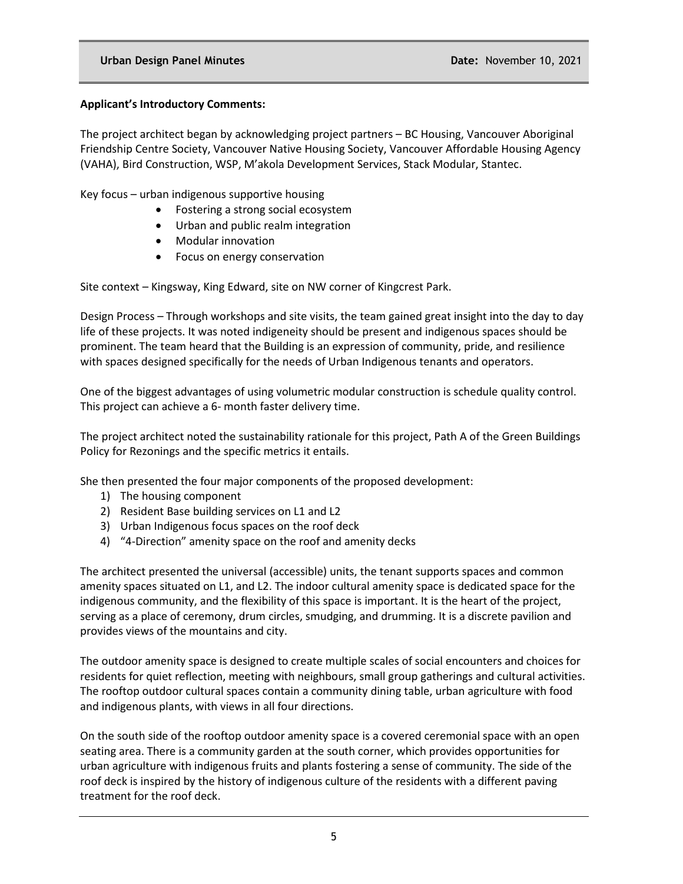**Applicant's Introductory Comments:**

The project architect began by acknowledging project partners – BC Housing, Vancouver Aboriginal Friendship Centre Society, Vancouver Native Housing Society, Vancouver Affordable Housing Agency (VAHA), Bird Construction, WSP, M'akola Development Services, Stack Modular, Stantec.

Key focus – urban indigenous supportive housing

- Fostering a strong social ecosystem
- Urban and public realm integration
- Modular innovation
- Focus on energy conservation

Site context – Kingsway, King Edward, site on NW corner of Kingcrest Park.

Design Process – Through workshops and site visits, the team gained great insight into the day to day life of these projects. It was noted indigeneity should be present and indigenous spaces should be prominent. The team heard that the Building is an expression of community, pride, and resilience with spaces designed specifically for the needs of Urban Indigenous tenants and operators.

One of the biggest advantages of using volumetric modular construction is schedule quality control. This project can achieve a 6- month faster delivery time.

The project architect noted the sustainability rationale for this project, Path A of the Green Buildings Policy for Rezonings and the specific metrics it entails.

She then presented the four major components of the proposed development:

1) The housing component
2) Resident Base building services on L1 and L2
3) Urban Indigenous focus spaces on the roof deck
4) "4-Direction" amenity space on the roof and amenity decks

The architect presented the universal (accessible) units, the tenant supports spaces and common amenity spaces situated on L1, and L2. The indoor cultural amenity space is dedicated space for the indigenous community, and the flexibility of this space is important. It is the heart of the project, serving as a place of ceremony, drum circles, smudging, and drumming. It is a discrete pavilion and provides views of the mountains and city.

The outdoor amenity space is designed to create multiple scales of social encounters and choices for residents for quiet reflection, meeting with neighbours, small group gatherings and cultural activities. The rooftop outdoor cultural spaces contain a community dining table, urban agriculture with food and indigenous plants, with views in all four directions.

On the south side of the rooftop outdoor amenity space is a covered ceremonial space with an open seating area. There is a community garden at the south corner, which provides opportunities for urban agriculture with indigenous fruits and plants fostering a sense of community. The side of the roof deck is inspired by the history of indigenous culture of the residents with a different paving treatment for the roof deck.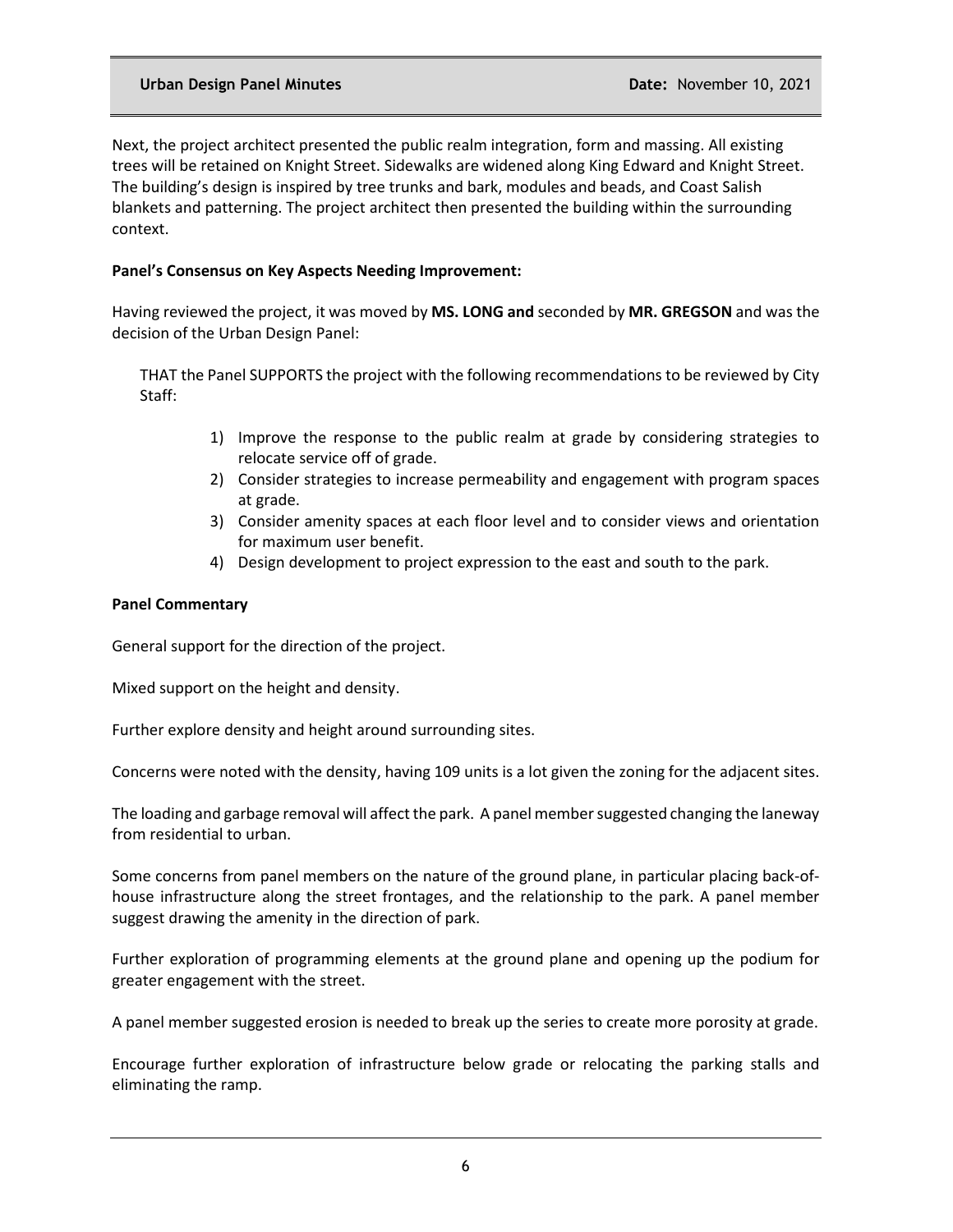Next, the project architect presented the public realm integration, form and massing. All existing trees will be retained on Knight Street. Sidewalks are widened along King Edward and Knight Street. The building's design is inspired by tree trunks and bark, modules and beads, and Coast Salish blankets and patterning. The project architect then presented the building within the surrounding context.

**Panel's Consensus on Key Aspects Needing Improvement:**

Having reviewed the project, it was moved by **MS. LONG and** seconded by **MR. GREGSON** and was the decision of the Urban Design Panel:

THAT the Panel SUPPORTS the project with the following recommendations to be reviewed by City Staff:

1) Improve the response to the public realm at grade by considering strategies to relocate service off of grade.
2) Consider strategies to increase permeability and engagement with program spaces at grade.
3) Consider amenity spaces at each floor level and to consider views and orientation for maximum user benefit.
4) Design development to project expression to the east and south to the park.

**Panel Commentary**

General support for the direction of the project.

Mixed support on the height and density.

Further explore density and height around surrounding sites.

Concerns were noted with the density, having 109 units is a lot given the zoning for the adjacent sites.

The loading and garbage removal will affect the park. A panel member suggested changing the laneway from residential to urban.

Some concerns from panel members on the nature of the ground plane, in particular placing back-of-house infrastructure along the street frontages, and the relationship to the park. A panel member suggest drawing the amenity in the direction of park.

Further exploration of programming elements at the ground plane and opening up the podium for greater engagement with the street.

A panel member suggested erosion is needed to break up the series to create more porosity at grade.

Encourage further exploration of infrastructure below grade or relocating the parking stalls and eliminating the ramp.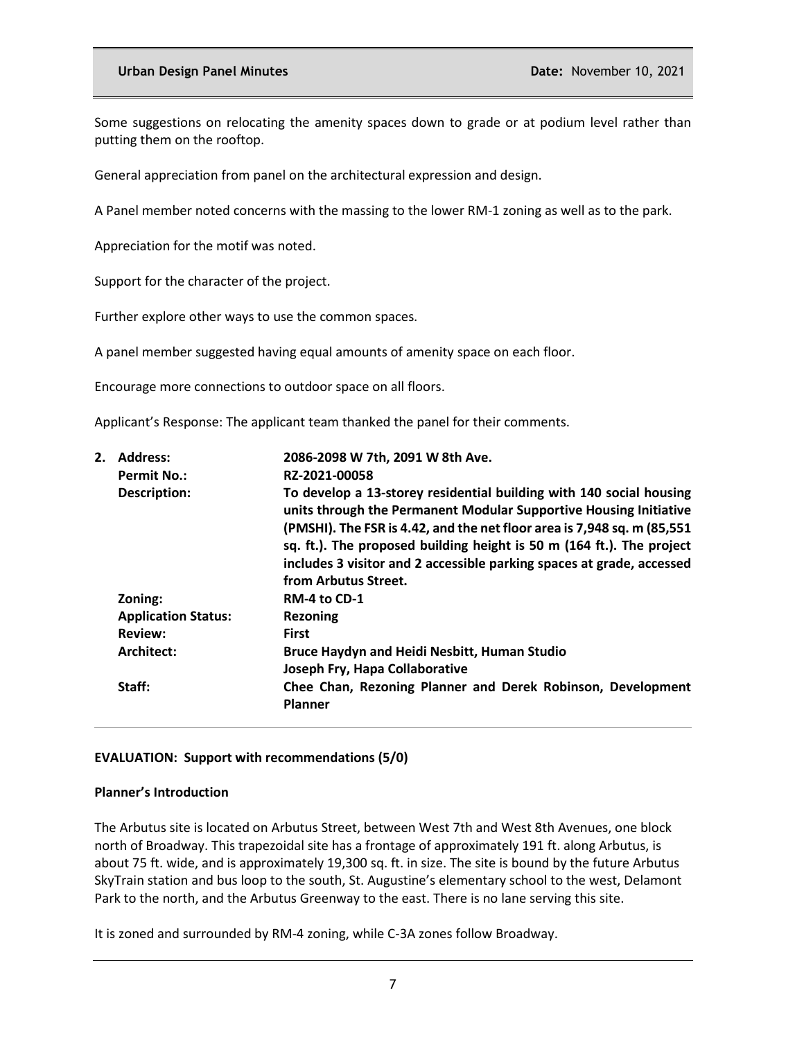Some suggestions on relocating the amenity spaces down to grade or at podium level rather than putting them on the rooftop.

General appreciation from panel on the architectural expression and design.

A Panel member noted concerns with the massing to the lower RM-1 zoning as well as to the park.

Appreciation for the motif was noted.

Support for the character of the project.

Further explore other ways to use the common spaces.

A panel member suggested having equal amounts of amenity space on each floor.

Encourage more connections to outdoor space on all floors.

Applicant's Response: The applicant team thanked the panel for their comments.

2. **Address:** **2086-2098 W 7th, 2091 W 8th Ave.**
   **Permit No.:** **RZ-2021-00058**
   **Description:** **To develop a 13-storey residential building with 140 social housing units through the Permanent Modular Supportive Housing Initiative (PMSHI). The FSR is 4.42, and the net floor area is 7,948 sq. m (85,551 sq. ft.). The proposed building height is 50 m (164 ft.). The project includes 3 visitor and 2 accessible parking spaces at grade, accessed from Arbutus Street.**
   **Zoning:** **RM-4 to CD-1**
   **Application Status:** **Rezoning**
   **Review:** **First**
   **Architect:** **Bruce Haydyn and Heidi Nesbitt, Human Studio**
   **Joseph Fry, Hapa Collaborative**
   **Staff:** **Chee Chan, Rezoning Planner and Derek Robinson, Development Planner**

**EVALUATION: Support with recommendations (5/0)**

**Planner's Introduction**

The Arbutus site is located on Arbutus Street, between West 7th and West 8th Avenues, one block north of Broadway. This trapezoidal site has a frontage of approximately 191 ft. along Arbutus, is about 75 ft. wide, and is approximately 19,300 sq. ft. in size. The site is bound by the future Arbutus SkyTrain station and bus loop to the south, St. Augustine's elementary school to the west, Delamont Park to the north, and the Arbutus Greenway to the east. There is no lane serving this site.

It is zoned and surrounded by RM-4 zoning, while C-3A zones follow Broadway.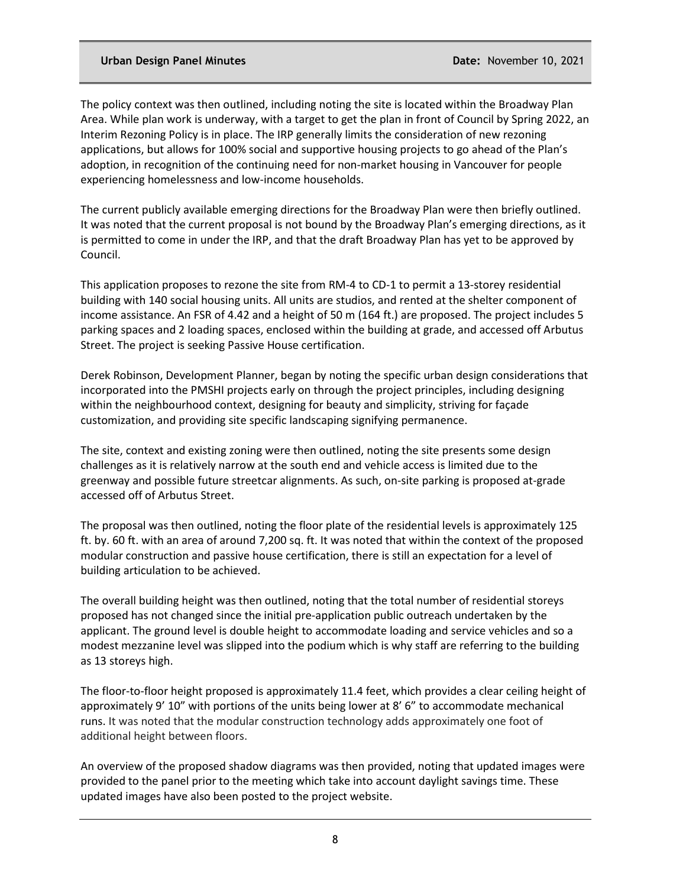The policy context was then outlined, including noting the site is located within the Broadway Plan Area. While plan work is underway, with a target to get the plan in front of Council by Spring 2022, an Interim Rezoning Policy is in place. The IRP generally limits the consideration of new rezoning applications, but allows for 100% social and supportive housing projects to go ahead of the Plan's adoption, in recognition of the continuing need for non-market housing in Vancouver for people experiencing homelessness and low-income households.

The current publicly available emerging directions for the Broadway Plan were then briefly outlined. It was noted that the current proposal is not bound by the Broadway Plan's emerging directions, as it is permitted to come in under the IRP, and that the draft Broadway Plan has yet to be approved by Council.

This application proposes to rezone the site from RM-4 to CD-1 to permit a 13-storey residential building with 140 social housing units. All units are studios, and rented at the shelter component of income assistance. An FSR of 4.42 and a height of 50 m (164 ft.) are proposed. The project includes 5 parking spaces and 2 loading spaces, enclosed within the building at grade, and accessed off Arbutus Street. The project is seeking Passive House certification.

Derek Robinson, Development Planner, began by noting the specific urban design considerations that incorporated into the PMSHI projects early on through the project principles, including designing within the neighbourhood context, designing for beauty and simplicity, striving for façade customization, and providing site specific landscaping signifying permanence.

The site, context and existing zoning were then outlined, noting the site presents some design challenges as it is relatively narrow at the south end and vehicle access is limited due to the greenway and possible future streetcar alignments. As such, on-site parking is proposed at-grade accessed off of Arbutus Street.

The proposal was then outlined, noting the floor plate of the residential levels is approximately 125 ft. by. 60 ft. with an area of around 7,200 sq. ft. It was noted that within the context of the proposed modular construction and passive house certification, there is still an expectation for a level of building articulation to be achieved.

The overall building height was then outlined, noting that the total number of residential storeys proposed has not changed since the initial pre-application public outreach undertaken by the applicant. The ground level is double height to accommodate loading and service vehicles and so a modest mezzanine level was slipped into the podium which is why staff are referring to the building as 13 storeys high.

The floor-to-floor height proposed is approximately 11.4 feet, which provides a clear ceiling height of approximately 9' 10" with portions of the units being lower at 8' 6" to accommodate mechanical runs. It was noted that the modular construction technology adds approximately one foot of additional height between floors.

An overview of the proposed shadow diagrams was then provided, noting that updated images were provided to the panel prior to the meeting which take into account daylight savings time. These updated images have also been posted to the project website.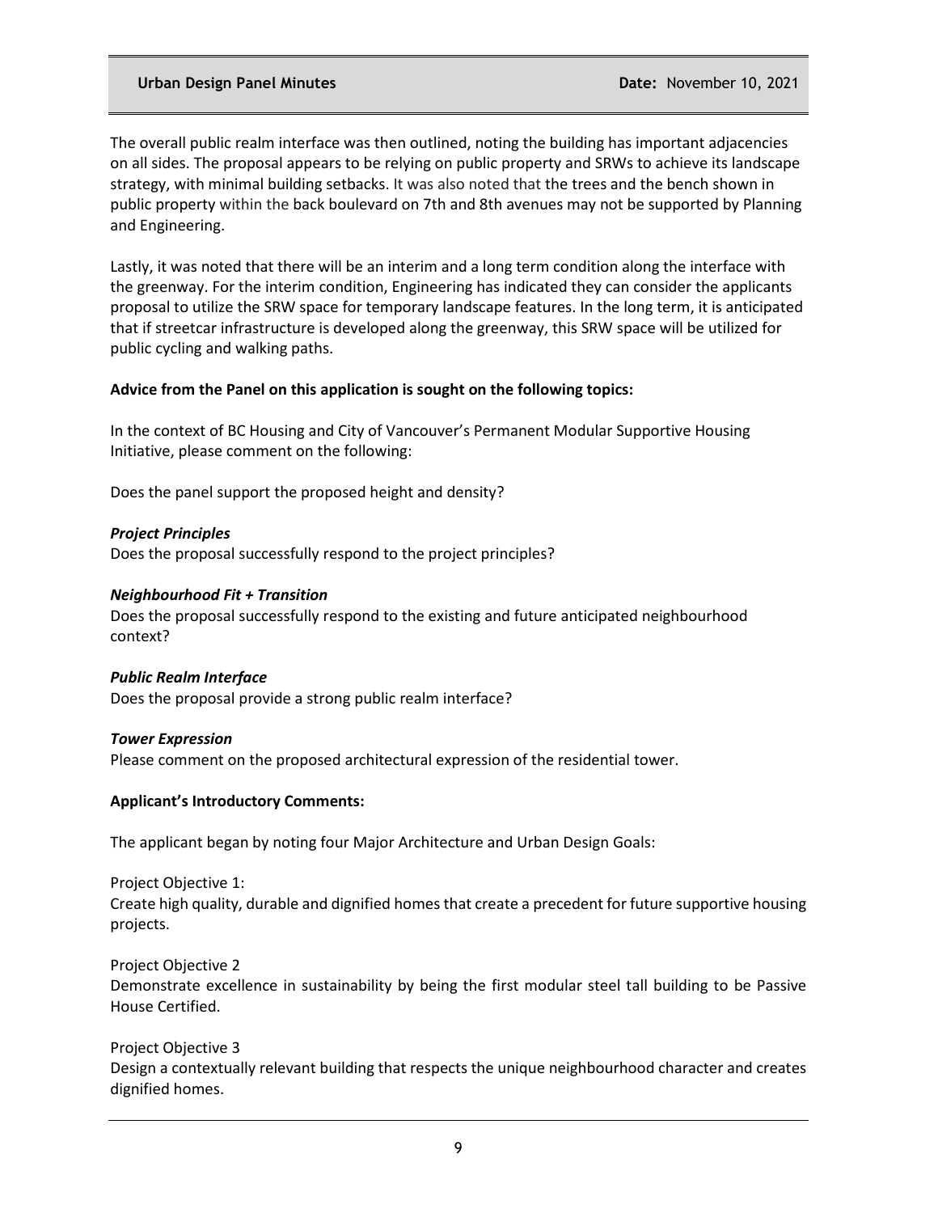The overall public realm interface was then outlined, noting the building has important adjacencies on all sides. The proposal appears to be relying on public property and SRWs to achieve its landscape strategy, with minimal building setbacks. It was also noted that the trees and the bench shown in public property within the back boulevard on 7th and 8th avenues may not be supported by Planning and Engineering.

Lastly, it was noted that there will be an interim and a long term condition along the interface with the greenway. For the interim condition, Engineering has indicated they can consider the applicants proposal to utilize the SRW space for temporary landscape features. In the long term, it is anticipated that if streetcar infrastructure is developed along the greenway, this SRW space will be utilized for public cycling and walking paths.

**Advice from the Panel on this application is sought on the following topics:**

In the context of BC Housing and City of Vancouver's Permanent Modular Supportive Housing Initiative, please comment on the following:

Does the panel support the proposed height and density?

***Project Principles***
Does the proposal successfully respond to the project principles?

***Neighbourhood Fit + Transition***
Does the proposal successfully respond to the existing and future anticipated neighbourhood context?

***Public Realm Interface***
Does the proposal provide a strong public realm interface?

***Tower Expression***
Please comment on the proposed architectural expression of the residential tower.

**Applicant's Introductory Comments:**

The applicant began by noting four Major Architecture and Urban Design Goals:

Project Objective 1:
Create high quality, durable and dignified homes that create a precedent for future supportive housing projects.

Project Objective 2
Demonstrate excellence in sustainability by being the first modular steel tall building to be Passive House Certified.

Project Objective 3
Design a contextually relevant building that respects the unique neighbourhood character and creates dignified homes.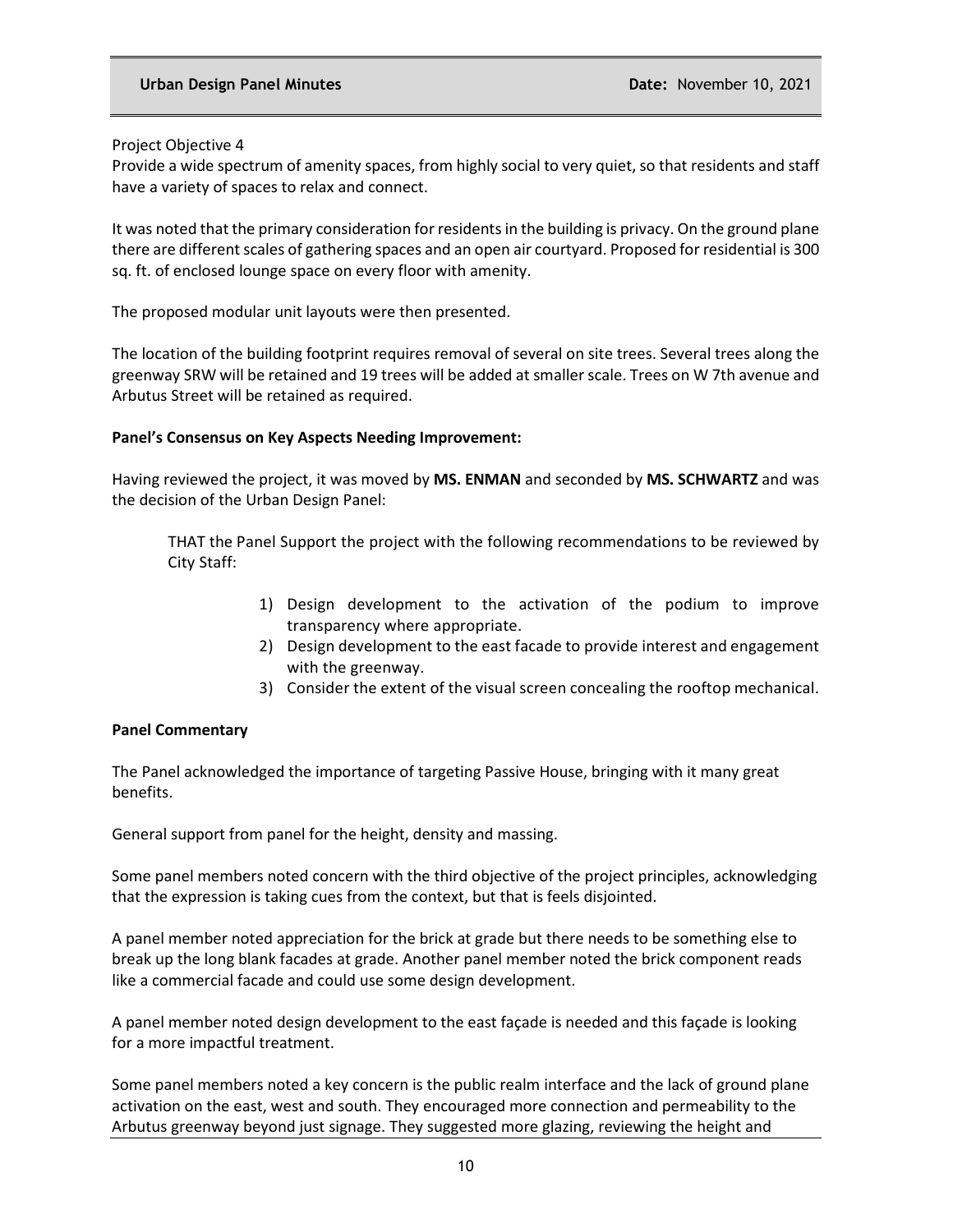Project Objective 4

Provide a wide spectrum of amenity spaces, from highly social to very quiet, so that residents and staff have a variety of spaces to relax and connect.

It was noted that the primary consideration for residents in the building is privacy. On the ground plane there are different scales of gathering spaces and an open air courtyard. Proposed for residential is 300 sq. ft. of enclosed lounge space on every floor with amenity.

The proposed modular unit layouts were then presented.

The location of the building footprint requires removal of several on site trees. Several trees along the greenway SRW will be retained and 19 trees will be added at smaller scale. Trees on W 7th avenue and Arbutus Street will be retained as required.

**Panel's Consensus on Key Aspects Needing Improvement:**

Having reviewed the project, it was moved by **MS. ENMAN** and seconded by **MS. SCHWARTZ** and was the decision of the Urban Design Panel:

> THAT the Panel Support the project with the following recommendations to be reviewed by City Staff:
>
> 1) Design development to the activation of the podium to improve transparency where appropriate.
> 2) Design development to the east facade to provide interest and engagement with the greenway.
> 3) Consider the extent of the visual screen concealing the rooftop mechanical.

**Panel Commentary**

The Panel acknowledged the importance of targeting Passive House, bringing with it many great benefits.

General support from panel for the height, density and massing.

Some panel members noted concern with the third objective of the project principles, acknowledging that the expression is taking cues from the context, but that is feels disjointed.

A panel member noted appreciation for the brick at grade but there needs to be something else to break up the long blank facades at grade. Another panel member noted the brick component reads like a commercial facade and could use some design development.

A panel member noted design development to the east façade is needed and this façade is looking for a more impactful treatment.

Some panel members noted a key concern is the public realm interface and the lack of ground plane activation on the east, west and south. They encouraged more connection and permeability to the Arbutus greenway beyond just signage. They suggested more glazing, reviewing the height and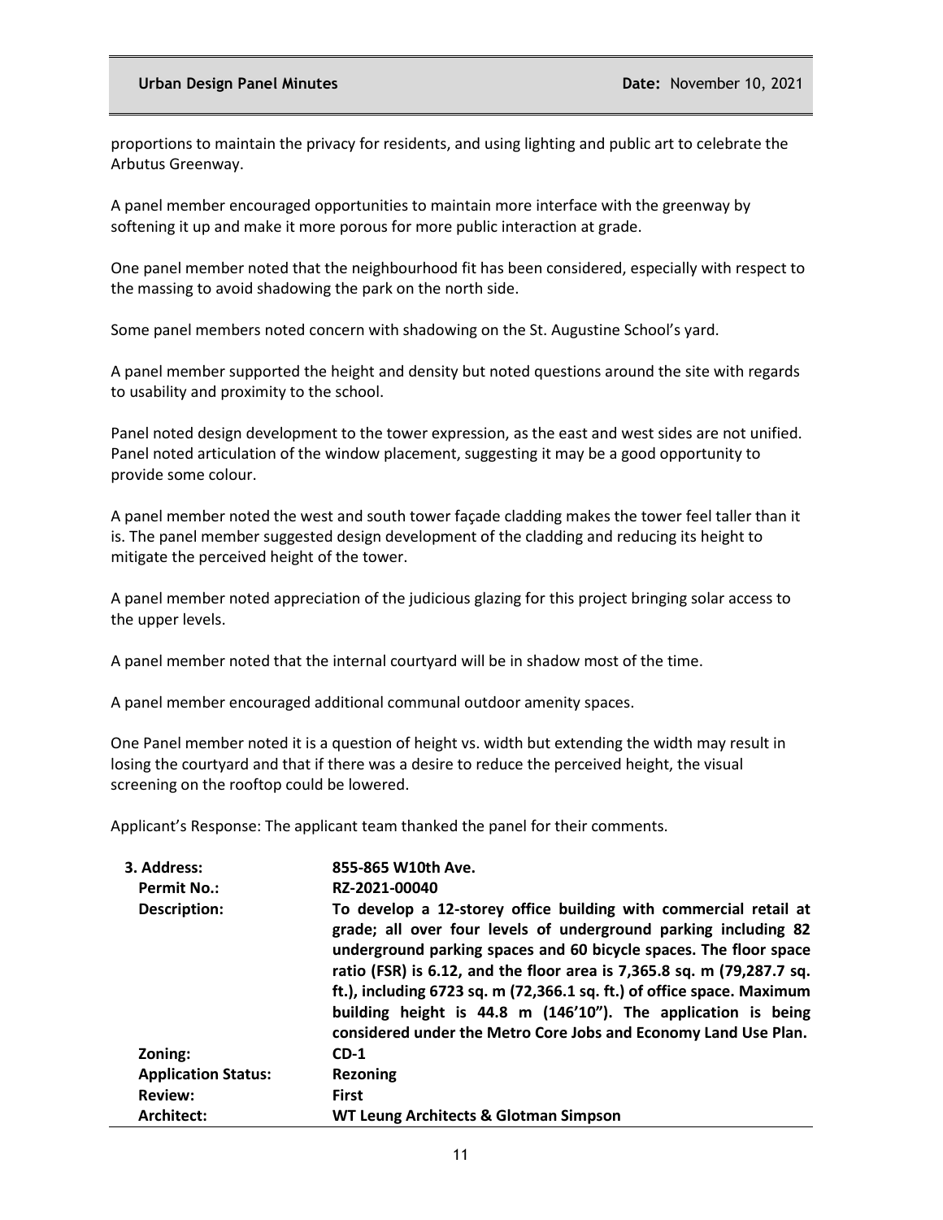proportions to maintain the privacy for residents, and using lighting and public art to celebrate the Arbutus Greenway.

A panel member encouraged opportunities to maintain more interface with the greenway by softening it up and make it more porous for more public interaction at grade.

One panel member noted that the neighbourhood fit has been considered, especially with respect to the massing to avoid shadowing the park on the north side.

Some panel members noted concern with shadowing on the St. Augustine School's yard.

A panel member supported the height and density but noted questions around the site with regards to usability and proximity to the school.

Panel noted design development to the tower expression, as the east and west sides are not unified. Panel noted articulation of the window placement, suggesting it may be a good opportunity to provide some colour.

A panel member noted the west and south tower façade cladding makes the tower feel taller than it is. The panel member suggested design development of the cladding and reducing its height to mitigate the perceived height of the tower.

A panel member noted appreciation of the judicious glazing for this project bringing solar access to the upper levels.

A panel member noted that the internal courtyard will be in shadow most of the time.

A panel member encouraged additional communal outdoor amenity spaces.

One Panel member noted it is a question of height vs. width but extending the width may result in losing the courtyard and that if there was a desire to reduce the perceived height, the visual screening on the rooftop could be lowered.

Applicant's Response: The applicant team thanked the panel for their comments.

| | |
|---|---|
| **3. Address:** | **855-865 W10th Ave.** |
| **Permit No.:** | **RZ-2021-00040** |
| **Description:** | **To develop a 12-storey office building with commercial retail at grade; all over four levels of underground parking including 82 underground parking spaces and 60 bicycle spaces. The floor space ratio (FSR) is 6.12, and the floor area is 7,365.8 sq. m (79,287.7 sq. ft.), including 6723 sq. m (72,366.1 sq. ft.) of office space. Maximum building height is 44.8 m (146'10"). The application is being considered under the Metro Core Jobs and Economy Land Use Plan.** |
| **Zoning:** | **CD-1** |
| **Application Status:** | **Rezoning** |
| **Review:** | **First** |
| **Architect:** | **WT Leung Architects & Glotman Simpson** |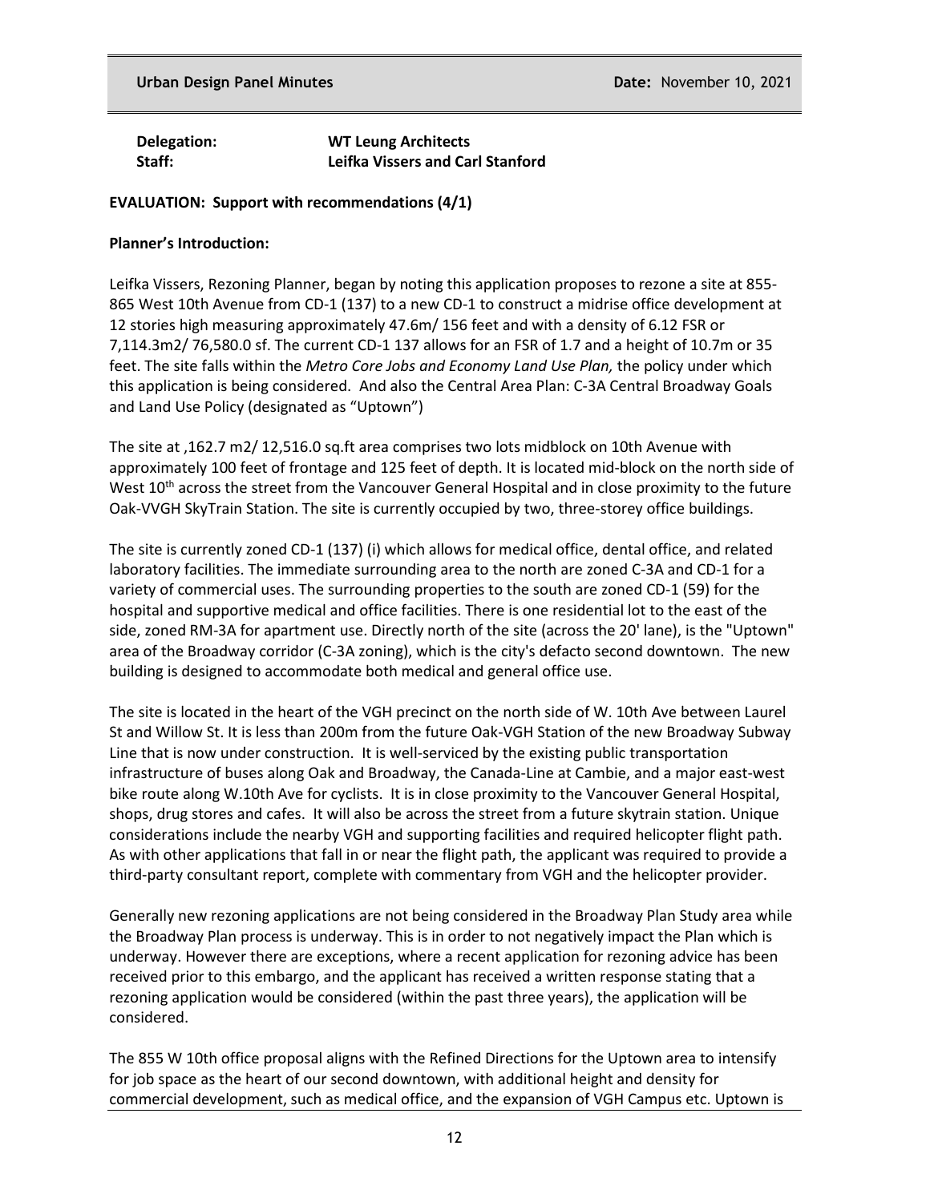**Delegation:** **WT Leung Architects**
**Staff:** **Leifka Vissers and Carl Stanford**

**EVALUATION: Support with recommendations (4/1)**

**Planner's Introduction:**

Leifka Vissers, Rezoning Planner, began by noting this application proposes to rezone a site at 855-865 West 10th Avenue from CD-1 (137) to a new CD-1 to construct a midrise office development at 12 stories high measuring approximately 47.6m/ 156 feet and with a density of 6.12 FSR or 7,114.3m2/ 76,580.0 sf. The current CD-1 137 allows for an FSR of 1.7 and a height of 10.7m or 35 feet. The site falls within the *Metro Core Jobs and Economy Land Use Plan,* the policy under which this application is being considered. And also the Central Area Plan: C-3A Central Broadway Goals and Land Use Policy (designated as "Uptown")

The site at ,162.7 m2/ 12,516.0 sq.ft area comprises two lots midblock on 10th Avenue with approximately 100 feet of frontage and 125 feet of depth. It is located mid-block on the north side of West 10th across the street from the Vancouver General Hospital and in close proximity to the future Oak-VVGH SkyTrain Station. The site is currently occupied by two, three-storey office buildings.

The site is currently zoned CD-1 (137) (i) which allows for medical office, dental office, and related laboratory facilities. The immediate surrounding area to the north are zoned C-3A and CD-1 for a variety of commercial uses. The surrounding properties to the south are zoned CD-1 (59) for the hospital and supportive medical and office facilities. There is one residential lot to the east of the side, zoned RM-3A for apartment use. Directly north of the site (across the 20' lane), is the "Uptown" area of the Broadway corridor (C-3A zoning), which is the city's defacto second downtown. The new building is designed to accommodate both medical and general office use.

The site is located in the heart of the VGH precinct on the north side of W. 10th Ave between Laurel St and Willow St. It is less than 200m from the future Oak-VGH Station of the new Broadway Subway Line that is now under construction. It is well-serviced by the existing public transportation infrastructure of buses along Oak and Broadway, the Canada-Line at Cambie, and a major east-west bike route along W.10th Ave for cyclists. It is in close proximity to the Vancouver General Hospital, shops, drug stores and cafes. It will also be across the street from a future skytrain station. Unique considerations include the nearby VGH and supporting facilities and required helicopter flight path. As with other applications that fall in or near the flight path, the applicant was required to provide a third-party consultant report, complete with commentary from VGH and the helicopter provider.

Generally new rezoning applications are not being considered in the Broadway Plan Study area while the Broadway Plan process is underway. This is in order to not negatively impact the Plan which is underway. However there are exceptions, where a recent application for rezoning advice has been received prior to this embargo, and the applicant has received a written response stating that a rezoning application would be considered (within the past three years), the application will be considered.

The 855 W 10th office proposal aligns with the Refined Directions for the Uptown area to intensify for job space as the heart of our second downtown, with additional height and density for commercial development, such as medical office, and the expansion of VGH Campus etc. Uptown is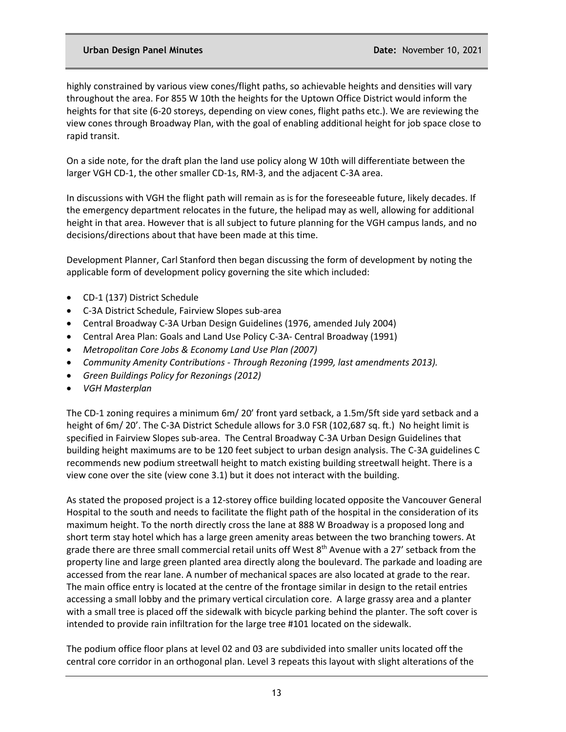highly constrained by various view cones/flight paths, so achievable heights and densities will vary throughout the area. For 855 W 10th the heights for the Uptown Office District would inform the heights for that site (6-20 storeys, depending on view cones, flight paths etc.). We are reviewing the view cones through Broadway Plan, with the goal of enabling additional height for job space close to rapid transit.

On a side note, for the draft plan the land use policy along W 10th will differentiate between the larger VGH CD-1, the other smaller CD-1s, RM-3, and the adjacent C-3A area.

In discussions with VGH the flight path will remain as is for the foreseeable future, likely decades. If the emergency department relocates in the future, the helipad may as well, allowing for additional height in that area. However that is all subject to future planning for the VGH campus lands, and no decisions/directions about that have been made at this time.

Development Planner, Carl Stanford then began discussing the form of development by noting the applicable form of development policy governing the site which included:

- CD-1 (137) District Schedule
- C-3A District Schedule, Fairview Slopes sub-area
- Central Broadway C-3A Urban Design Guidelines (1976, amended July 2004)
- Central Area Plan: Goals and Land Use Policy C-3A- Central Broadway (1991)
- *Metropolitan Core Jobs & Economy Land Use Plan (2007)*
- *Community Amenity Contributions - Through Rezoning (1999, last amendments 2013).*
- *Green Buildings Policy for Rezonings (2012)*
- *VGH Masterplan*

The CD-1 zoning requires a minimum 6m/ 20' front yard setback, a 1.5m/5ft side yard setback and a height of 6m/ 20'. The C-3A District Schedule allows for 3.0 FSR (102,687 sq. ft.) No height limit is specified in Fairview Slopes sub-area. The Central Broadway C-3A Urban Design Guidelines that building height maximums are to be 120 feet subject to urban design analysis. The C-3A guidelines C recommends new podium streetwall height to match existing building streetwall height. There is a view cone over the site (view cone 3.1) but it does not interact with the building.

As stated the proposed project is a 12-storey office building located opposite the Vancouver General Hospital to the south and needs to facilitate the flight path of the hospital in the consideration of its maximum height. To the north directly cross the lane at 888 W Broadway is a proposed long and short term stay hotel which has a large green amenity areas between the two branching towers. At grade there are three small commercial retail units off West 8th Avenue with a 27' setback from the property line and large green planted area directly along the boulevard. The parkade and loading are accessed from the rear lane. A number of mechanical spaces are also located at grade to the rear. The main office entry is located at the centre of the frontage similar in design to the retail entries accessing a small lobby and the primary vertical circulation core. A large grassy area and a planter with a small tree is placed off the sidewalk with bicycle parking behind the planter. The soft cover is intended to provide rain infiltration for the large tree #101 located on the sidewalk.

The podium office floor plans at level 02 and 03 are subdivided into smaller units located off the central core corridor in an orthogonal plan. Level 3 repeats this layout with slight alterations of the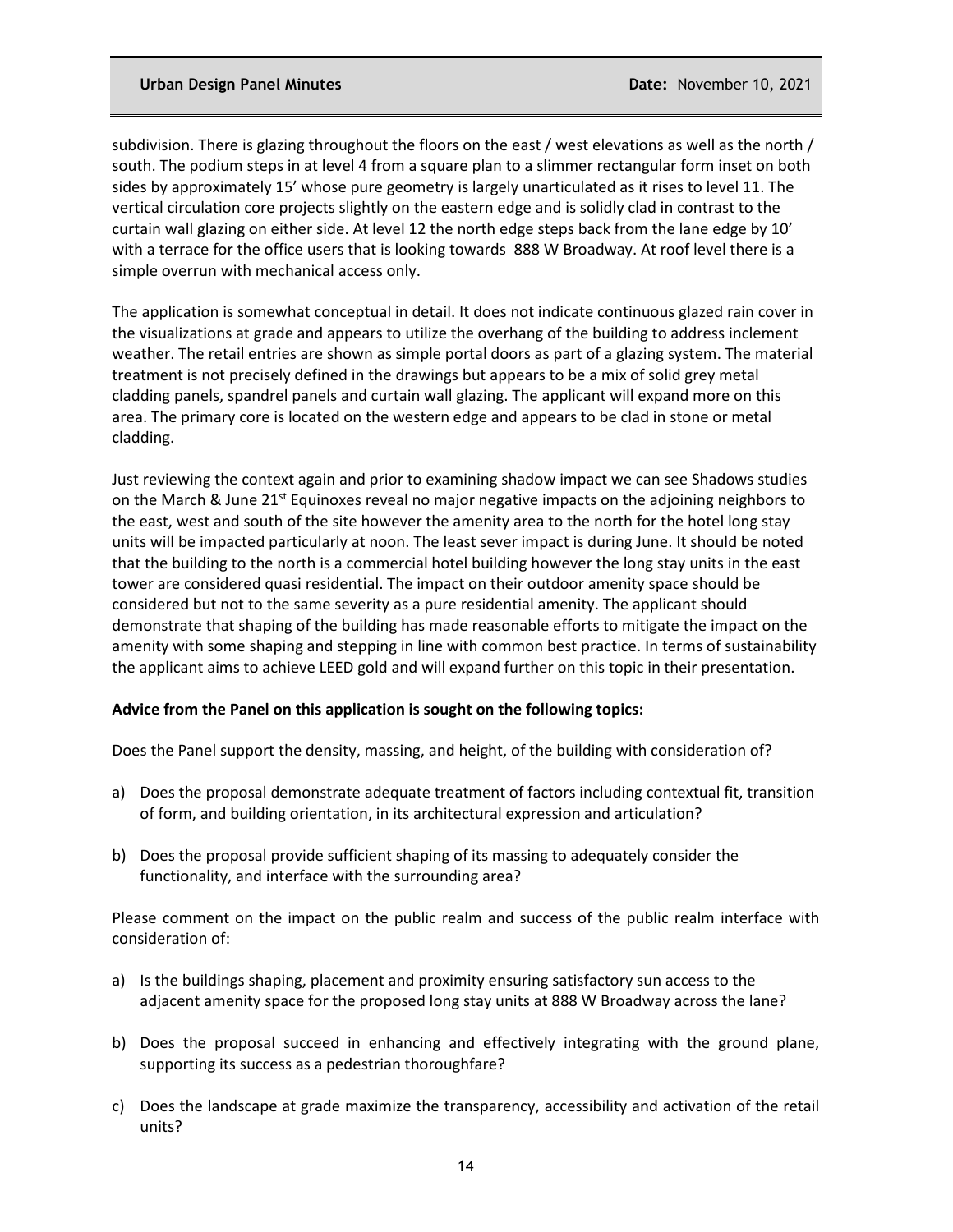subdivision. There is glazing throughout the floors on the east / west elevations as well as the north / south. The podium steps in at level 4 from a square plan to a slimmer rectangular form inset on both sides by approximately 15' whose pure geometry is largely unarticulated as it rises to level 11. The vertical circulation core projects slightly on the eastern edge and is solidly clad in contrast to the curtain wall glazing on either side. At level 12 the north edge steps back from the lane edge by 10' with a terrace for the office users that is looking towards 888 W Broadway. At roof level there is a simple overrun with mechanical access only.

The application is somewhat conceptual in detail. It does not indicate continuous glazed rain cover in the visualizations at grade and appears to utilize the overhang of the building to address inclement weather. The retail entries are shown as simple portal doors as part of a glazing system. The material treatment is not precisely defined in the drawings but appears to be a mix of solid grey metal cladding panels, spandrel panels and curtain wall glazing. The applicant will expand more on this area. The primary core is located on the western edge and appears to be clad in stone or metal cladding.

Just reviewing the context again and prior to examining shadow impact we can see Shadows studies on the March & June 21st Equinoxes reveal no major negative impacts on the adjoining neighbors to the east, west and south of the site however the amenity area to the north for the hotel long stay units will be impacted particularly at noon. The least sever impact is during June. It should be noted that the building to the north is a commercial hotel building however the long stay units in the east tower are considered quasi residential. The impact on their outdoor amenity space should be considered but not to the same severity as a pure residential amenity. The applicant should demonstrate that shaping of the building has made reasonable efforts to mitigate the impact on the amenity with some shaping and stepping in line with common best practice. In terms of sustainability the applicant aims to achieve LEED gold and will expand further on this topic in their presentation.

**Advice from the Panel on this application is sought on the following topics:**

Does the Panel support the density, massing, and height, of the building with consideration of?

a) Does the proposal demonstrate adequate treatment of factors including contextual fit, transition of form, and building orientation, in its architectural expression and articulation?

b) Does the proposal provide sufficient shaping of its massing to adequately consider the functionality, and interface with the surrounding area?

Please comment on the impact on the public realm and success of the public realm interface with consideration of:

a) Is the buildings shaping, placement and proximity ensuring satisfactory sun access to the adjacent amenity space for the proposed long stay units at 888 W Broadway across the lane?

b) Does the proposal succeed in enhancing and effectively integrating with the ground plane, supporting its success as a pedestrian thoroughfare?

c) Does the landscape at grade maximize the transparency, accessibility and activation of the retail units?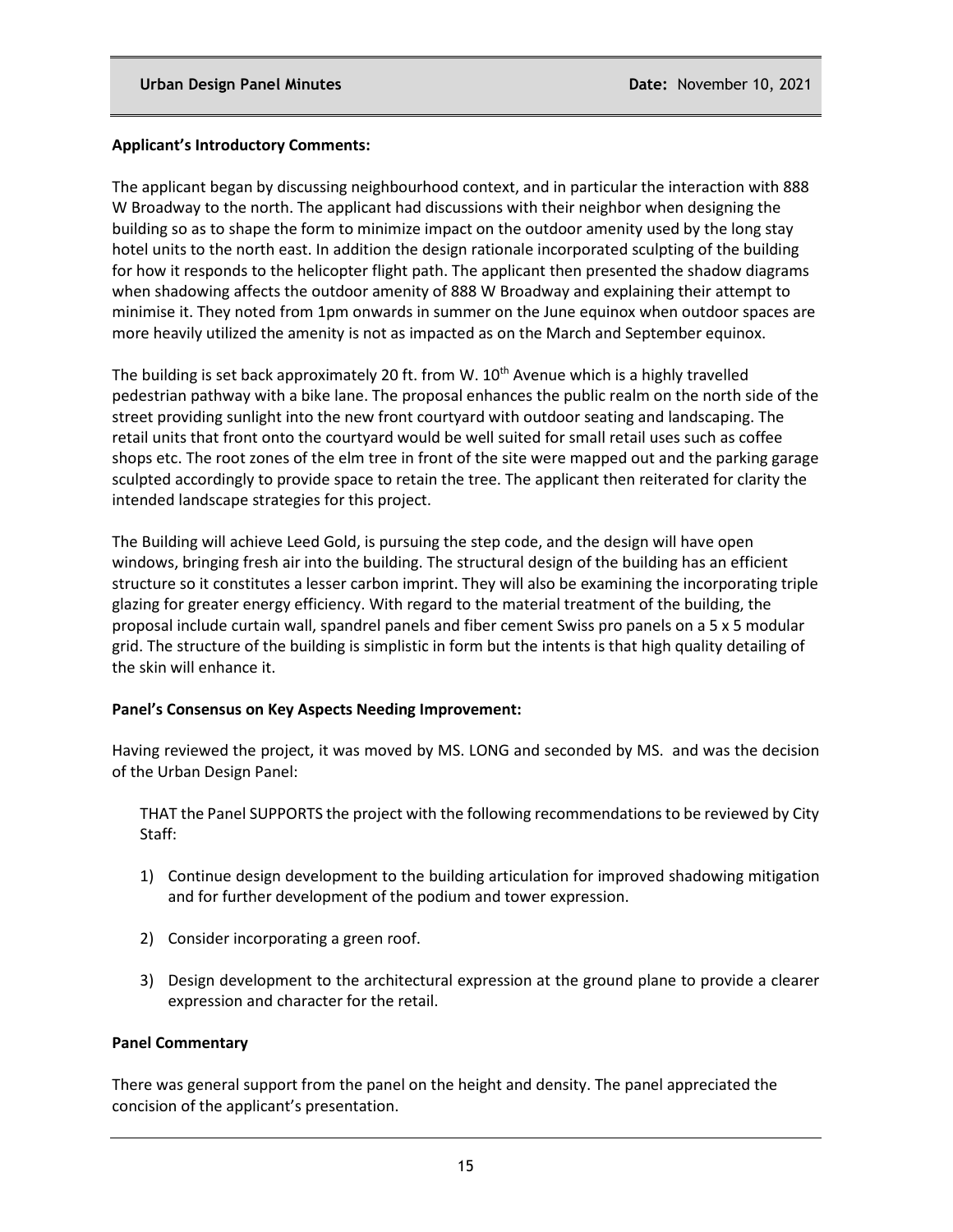**Applicant's Introductory Comments:**

The applicant began by discussing neighbourhood context, and in particular the interaction with 888 W Broadway to the north. The applicant had discussions with their neighbor when designing the building so as to shape the form to minimize impact on the outdoor amenity used by the long stay hotel units to the north east. In addition the design rationale incorporated sculpting of the building for how it responds to the helicopter flight path. The applicant then presented the shadow diagrams when shadowing affects the outdoor amenity of 888 W Broadway and explaining their attempt to minimise it. They noted from 1pm onwards in summer on the June equinox when outdoor spaces are more heavily utilized the amenity is not as impacted as on the March and September equinox.

The building is set back approximately 20 ft. from W. 10th Avenue which is a highly travelled pedestrian pathway with a bike lane. The proposal enhances the public realm on the north side of the street providing sunlight into the new front courtyard with outdoor seating and landscaping. The retail units that front onto the courtyard would be well suited for small retail uses such as coffee shops etc. The root zones of the elm tree in front of the site were mapped out and the parking garage sculpted accordingly to provide space to retain the tree. The applicant then reiterated for clarity the intended landscape strategies for this project.

The Building will achieve Leed Gold, is pursuing the step code, and the design will have open windows, bringing fresh air into the building. The structural design of the building has an efficient structure so it constitutes a lesser carbon imprint. They will also be examining the incorporating triple glazing for greater energy efficiency. With regard to the material treatment of the building, the proposal include curtain wall, spandrel panels and fiber cement Swiss pro panels on a 5 x 5 modular grid. The structure of the building is simplistic in form but the intents is that high quality detailing of the skin will enhance it.

**Panel's Consensus on Key Aspects Needing Improvement:**

Having reviewed the project, it was moved by MS. LONG and seconded by MS. and was the decision of the Urban Design Panel:

THAT the Panel SUPPORTS the project with the following recommendations to be reviewed by City Staff:

1) Continue design development to the building articulation for improved shadowing mitigation and for further development of the podium and tower expression.

2) Consider incorporating a green roof.

3) Design development to the architectural expression at the ground plane to provide a clearer expression and character for the retail.

**Panel Commentary**

There was general support from the panel on the height and density. The panel appreciated the concision of the applicant's presentation.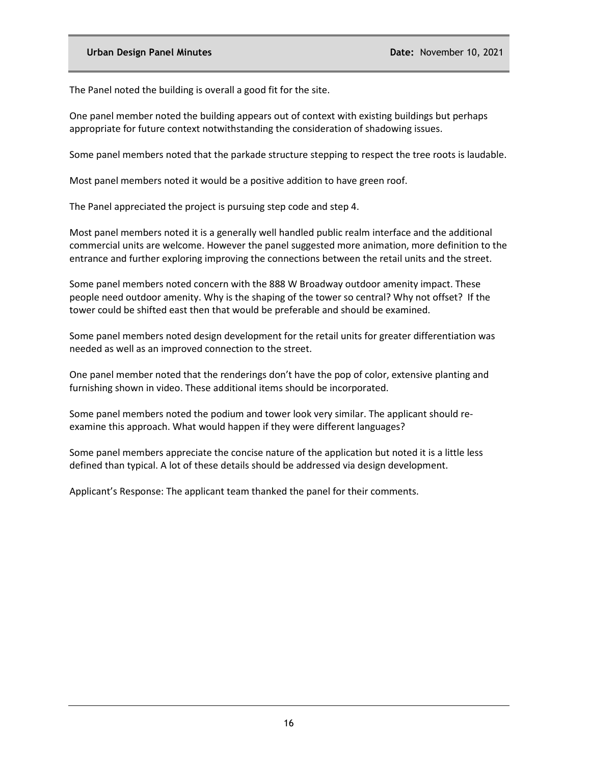The Panel noted the building is overall a good fit for the site.

One panel member noted the building appears out of context with existing buildings but perhaps appropriate for future context notwithstanding the consideration of shadowing issues.

Some panel members noted that the parkade structure stepping to respect the tree roots is laudable.

Most panel members noted it would be a positive addition to have green roof.

The Panel appreciated the project is pursuing step code and step 4.

Most panel members noted it is a generally well handled public realm interface and the additional commercial units are welcome. However the panel suggested more animation, more definition to the entrance and further exploring improving the connections between the retail units and the street.

Some panel members noted concern with the 888 W Broadway outdoor amenity impact. These people need outdoor amenity. Why is the shaping of the tower so central? Why not offset? If the tower could be shifted east then that would be preferable and should be examined.

Some panel members noted design development for the retail units for greater differentiation was needed as well as an improved connection to the street.

One panel member noted that the renderings don't have the pop of color, extensive planting and furnishing shown in video. These additional items should be incorporated.

Some panel members noted the podium and tower look very similar. The applicant should re-examine this approach. What would happen if they were different languages?

Some panel members appreciate the concise nature of the application but noted it is a little less defined than typical. A lot of these details should be addressed via design development.

Applicant's Response: The applicant team thanked the panel for their comments.